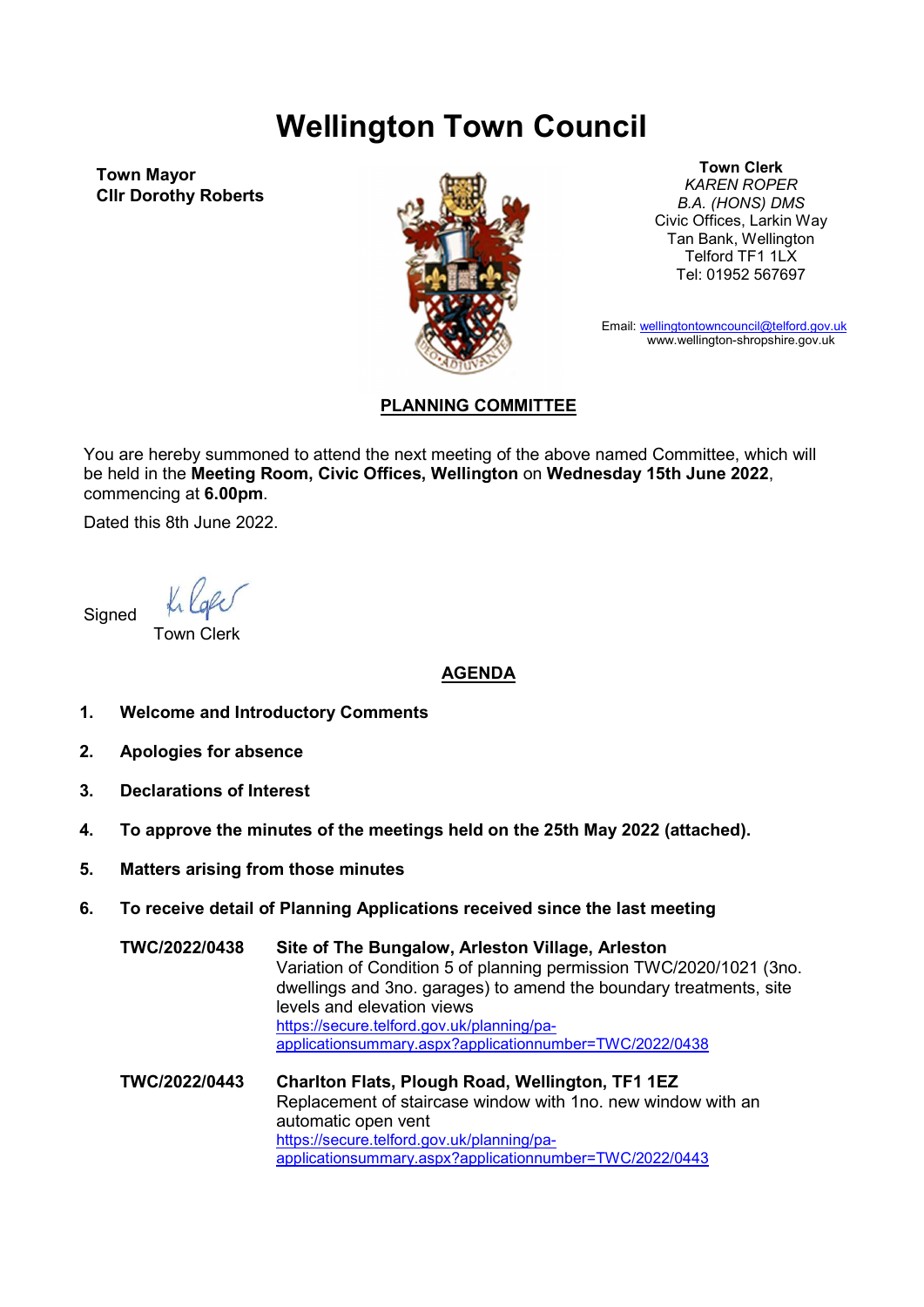# Wellington Town Council

**Town Mayor**
**Cllr Dorothy Roberts**

**Town Clerk**
*KAREN ROPER*
*B.A. (HONS) DMS*
Civic Offices, Larkin Way
Tan Bank, Wellington
Telford TF1 1LX
Tel: 01952 567697

Email: wellingtontowncouncil@telford.gov.uk
www.wellington-shropshire.gov.uk

## PLANNING COMMITTEE

You are hereby summoned to attend the next meeting of the above named Committee, which will be held in the **Meeting Room, Civic Offices, Wellington** on **Wednesday 15th June 2022**, commencing at **6.00pm**.

Dated this 8th June 2022.

Signed

Town Clerk

## AGENDA

1. **Welcome and Introductory Comments**
2. **Apologies for absence**
3. **Declarations of Interest**
4. **To approve the minutes of the meetings held on the 25th May 2022 (attached).**
5. **Matters arising from those minutes**
6. **To receive detail of Planning Applications received since the last meeting**

**TWC/2022/0438** **Site of The Bungalow, Arleston Village, Arleston**
Variation of Condition 5 of planning permission TWC/2020/1021 (3no. dwellings and 3no. garages) to amend the boundary treatments, site levels and elevation views
https://secure.telford.gov.uk/planning/pa-applicationsummary.aspx?applicationnumber=TWC/2022/0438

**TWC/2022/0443** **Charlton Flats, Plough Road, Wellington, TF1 1EZ**
Replacement of staircase window with 1no. new window with an automatic open vent
https://secure.telford.gov.uk/planning/pa-applicationsummary.aspx?applicationnumber=TWC/2022/0443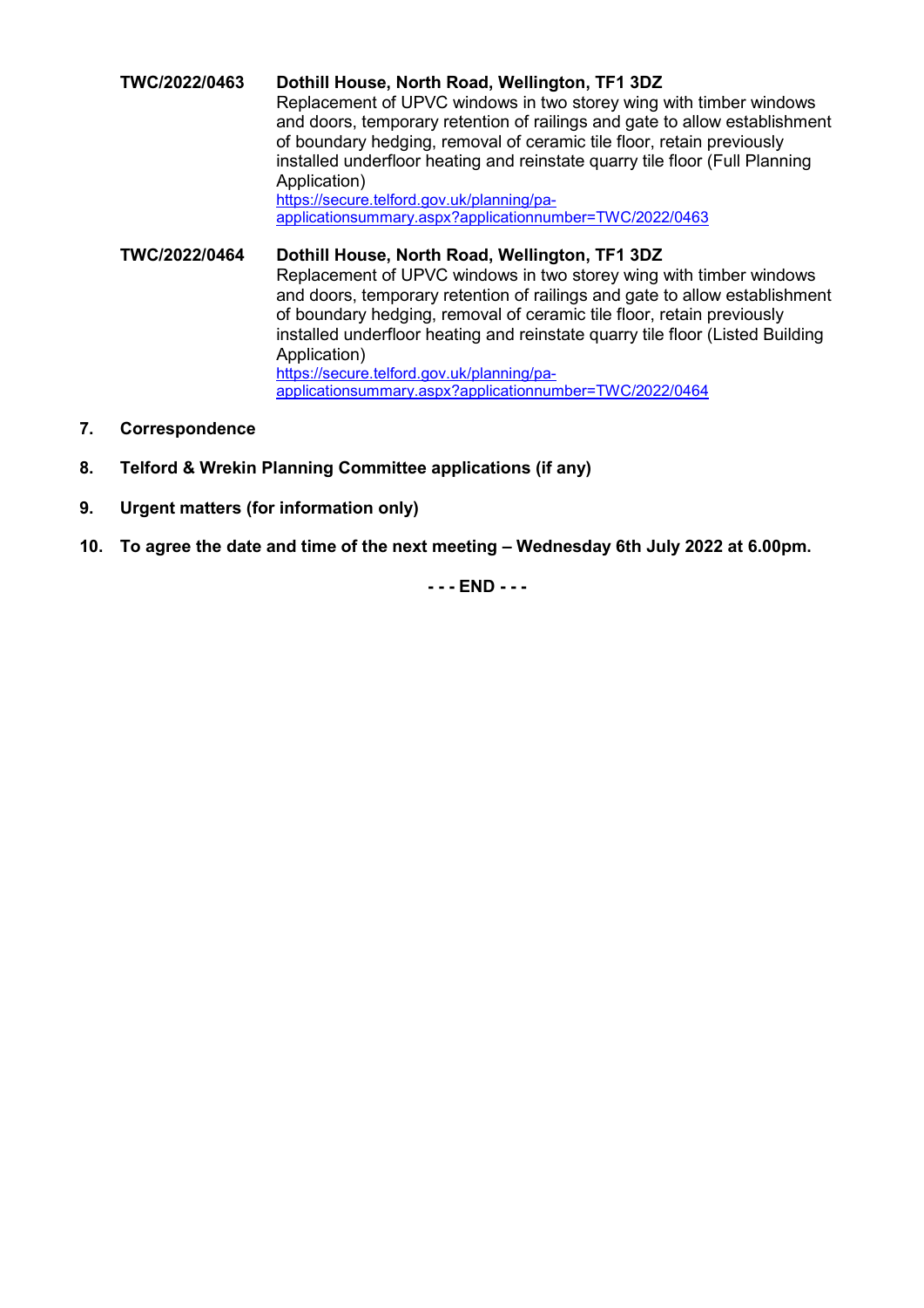**TWC/2022/0463** **Dothill House, North Road, Wellington, TF1 3DZ**
Replacement of UPVC windows in two storey wing with timber windows and doors, temporary retention of railings and gate to allow establishment of boundary hedging, removal of ceramic tile floor, retain previously installed underfloor heating and reinstate quarry tile floor (Full Planning Application)
https://secure.telford.gov.uk/planning/pa-applicationsummary.aspx?applicationnumber=TWC/2022/0463

**TWC/2022/0464** **Dothill House, North Road, Wellington, TF1 3DZ**
Replacement of UPVC windows in two storey wing with timber windows and doors, temporary retention of railings and gate to allow establishment of boundary hedging, removal of ceramic tile floor, retain previously installed underfloor heating and reinstate quarry tile floor (Listed Building Application)
https://secure.telford.gov.uk/planning/pa-applicationsummary.aspx?applicationnumber=TWC/2022/0464

**7. Correspondence**

**8. Telford & Wrekin Planning Committee applications (if any)**

**9. Urgent matters (for information only)**

**10. To agree the date and time of the next meeting – Wednesday 6th July 2022 at 6.00pm.**

**- - - END - - -**